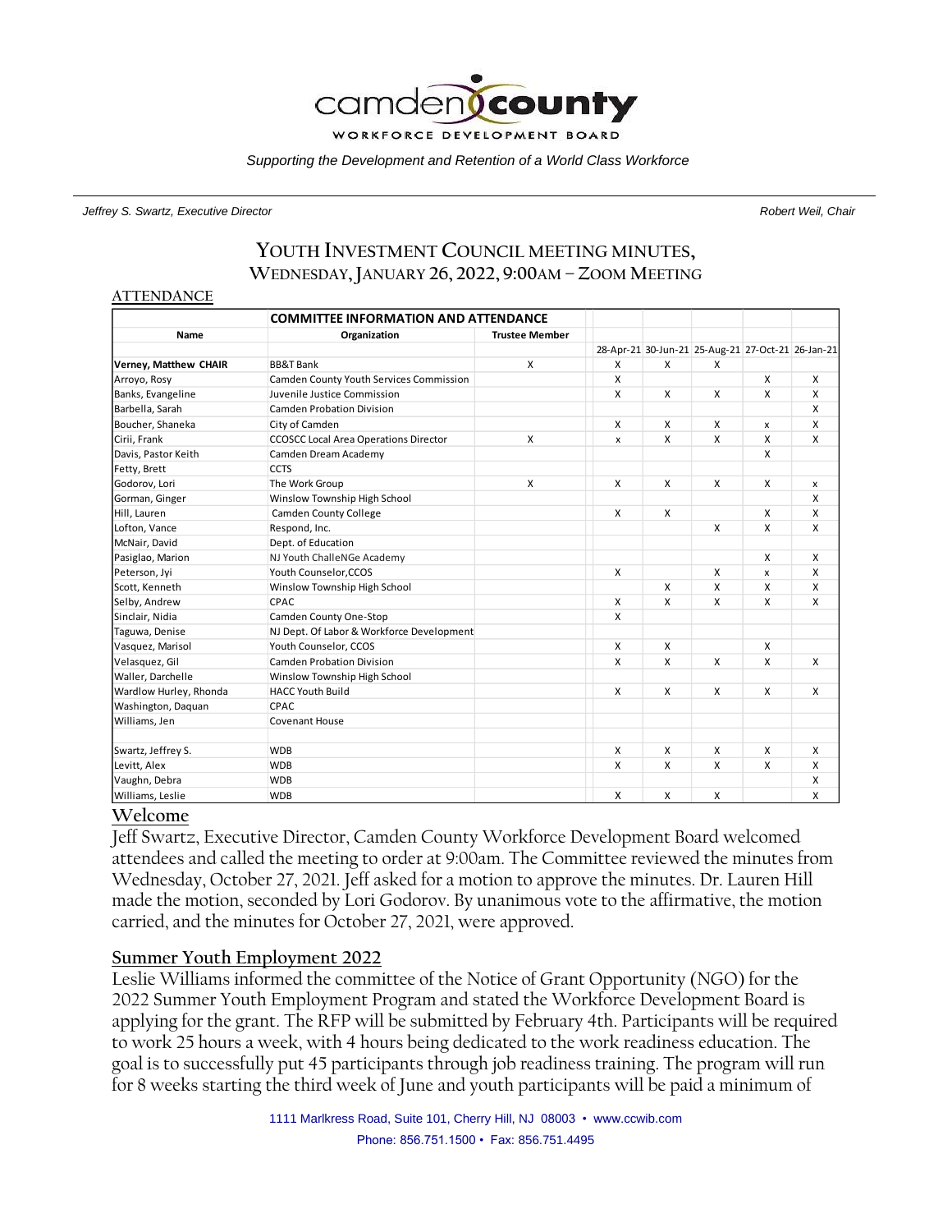camden county

WORKFORCE DEVELOPMENT BOARD

*Supporting the Development and Retention of a World Class Workforce*

*Jeffrey S. Swartz, Executive Director* | *Robert Weil, Chair*

# YOUTH INVESTMENT COUNCIL MEETING MINUTES, WEDNESDAY, JANUARY 26, 2022, 9:00AM – ZOOM MEETING

## ATTENDANCE

| COMMITTEE INFORMATION AND ATTENDANCE | | | | | | | |
|---|---|---|---|---|---|---|---|
| Name | Organization | Trustee Member | 28-Apr-21 | 30-Jun-21 | 25-Aug-21 | 27-Oct-21 | 26-Jan-21 |
| **Verney, Matthew CHAIR** | BB&T Bank | X | X | X | X | | |
| Arroyo, Rosy | Camden County Youth Services Commission | | X | | | X | X |
| Banks, Evangeline | Juvenile Justice Commission | | X | X | X | X | X |
| Barbella, Sarah | Camden Probation Division | | | | | | X |
| Boucher, Shaneka | City of Camden | | X | X | X | x | X |
| Cirii, Frank | CCOSCC Local Area Operations Director | X | x | X | X | X | X |
| Davis, Pastor Keith | Camden Dream Academy | | | | | X | |
| Fetty, Brett | CCTS | | | | | | |
| Godorov, Lori | The Work Group | X | X | X | X | X | x |
| Gorman, Ginger | Winslow Township High School | | | | | | X |
| Hill, Lauren | Camden County College | | X | X | | X | X |
| Lofton, Vance | Respond, Inc. | | | | X | X | X |
| McNair, David | Dept. of Education | | | | | | |
| Pasiglao, Marion | NJ Youth ChalleNGe Academy | | | | | X | X |
| Peterson, Jyi | Youth Counselor,CCOS | | X | | X | x | X |
| Scott, Kenneth | Winslow Township High School | | | X | X | X | X |
| Selby, Andrew | CPAC | | X | X | X | X | X |
| Sinclair, Nidia | Camden County One-Stop | | X | | | | |
| Taguwa, Denise | NJ Dept. Of Labor & Workforce Development | | | | | | |
| Vasquez, Marisol | Youth Counselor, CCOS | | X | X | | X | |
| Velasquez, Gil | Camden Probation Division | | X | X | X | X | X |
| Waller, Darchelle | Winslow Township High School | | | | | | |
| Wardlow Hurley, Rhonda | HACC Youth Build | | X | X | X | X | X |
| Washington, Daquan | CPAC | | | | | | |
| Williams, Jen | Covenant House | | | | | | |
| | | | | | | | |
| Swartz, Jeffrey S. | WDB | | X | X | X | X | X |
| Levitt, Alex | WDB | | X | X | X | X | X |
| Vaughn, Debra | WDB | | | | | | X |
| Williams, Leslie | WDB | | X | X | X | | X |

## Welcome

Jeff Swartz, Executive Director, Camden County Workforce Development Board welcomed attendees and called the meeting to order at 9:00am. The Committee reviewed the minutes from Wednesday, October 27, 2021. Jeff asked for a motion to approve the minutes. Dr. Lauren Hill made the motion, seconded by Lori Godorov. By unanimous vote to the affirmative, the motion carried, and the minutes for October 27, 2021, were approved.

## Summer Youth Employment 2022

Leslie Williams informed the committee of the Notice of Grant Opportunity (NGO) for the 2022 Summer Youth Employment Program and stated the Workforce Development Board is applying for the grant. The RFP will be submitted by February 4th. Participants will be required to work 25 hours a week, with 4 hours being dedicated to the work readiness education. The goal is to successfully put 45 participants through job readiness training. The program will run for 8 weeks starting the third week of June and youth participants will be paid a minimum of

1111 Marlkress Road, Suite 101, Cherry Hill, NJ 08003 • www.ccwib.com

Phone: 856.751.1500 • Fax: 856.751.4495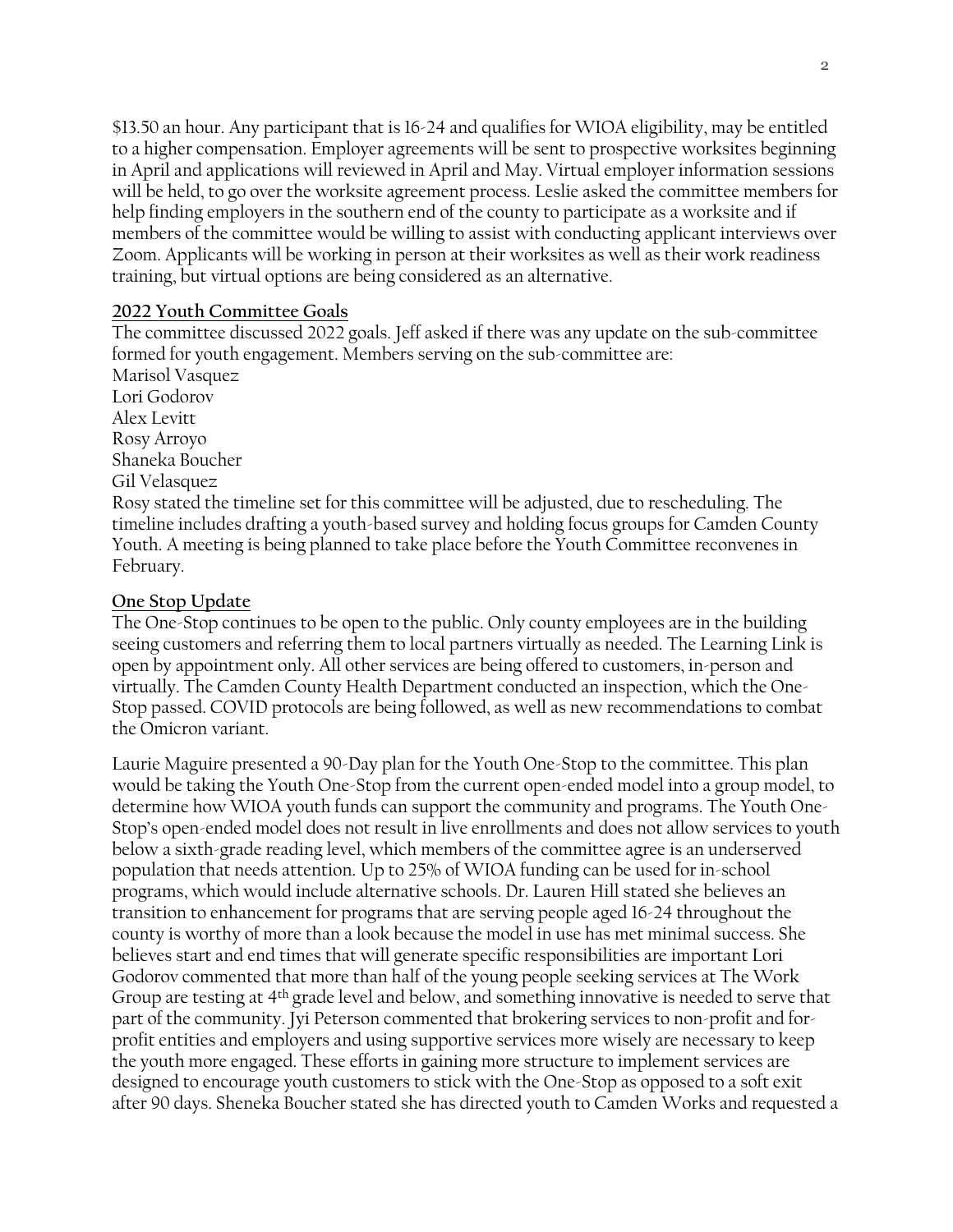$13.50 an hour. Any participant that is 16-24 and qualifies for WIOA eligibility, may be entitled to a higher compensation. Employer agreements will be sent to prospective worksites beginning in April and applications will reviewed in April and May. Virtual employer information sessions will be held, to go over the worksite agreement process. Leslie asked the committee members for help finding employers in the southern end of the county to participate as a worksite and if members of the committee would be willing to assist with conducting applicant interviews over Zoom. Applicants will be working in person at their worksites as well as their work readiness training, but virtual options are being considered as an alternative.

**2022 Youth Committee Goals**

The committee discussed 2022 goals. Jeff asked if there was any update on the sub-committee formed for youth engagement. Members serving on the sub-committee are:
Marisol Vasquez
Lori Godorov
Alex Levitt
Rosy Arroyo
Shaneka Boucher
Gil Velasquez
Rosy stated the timeline set for this committee will be adjusted, due to rescheduling. The timeline includes drafting a youth-based survey and holding focus groups for Camden County Youth. A meeting is being planned to take place before the Youth Committee reconvenes in February.

**One Stop Update**

The One-Stop continues to be open to the public. Only county employees are in the building seeing customers and referring them to local partners virtually as needed. The Learning Link is open by appointment only. All other services are being offered to customers, in-person and virtually. The Camden County Health Department conducted an inspection, which the One-Stop passed. COVID protocols are being followed, as well as new recommendations to combat the Omicron variant.

Laurie Maguire presented a 90-Day plan for the Youth One-Stop to the committee. This plan would be taking the Youth One-Stop from the current open-ended model into a group model, to determine how WIOA youth funds can support the community and programs. The Youth One-Stop's open-ended model does not result in live enrollments and does not allow services to youth below a sixth-grade reading level, which members of the committee agree is an underserved population that needs attention. Up to 25% of WIOA funding can be used for in-school programs, which would include alternative schools. Dr. Lauren Hill stated she believes an transition to enhancement for programs that are serving people aged 16-24 throughout the county is worthy of more than a look because the model in use has met minimal success. She believes start and end times that will generate specific responsibilities are important Lori Godorov commented that more than half of the young people seeking services at The Work Group are testing at 4th grade level and below, and something innovative is needed to serve that part of the community. Jyi Peterson commented that brokering services to non-profit and for-profit entities and employers and using supportive services more wisely are necessary to keep the youth more engaged. These efforts in gaining more structure to implement services are designed to encourage youth customers to stick with the One-Stop as opposed to a soft exit after 90 days. Sheneka Boucher stated she has directed youth to Camden Works and requested a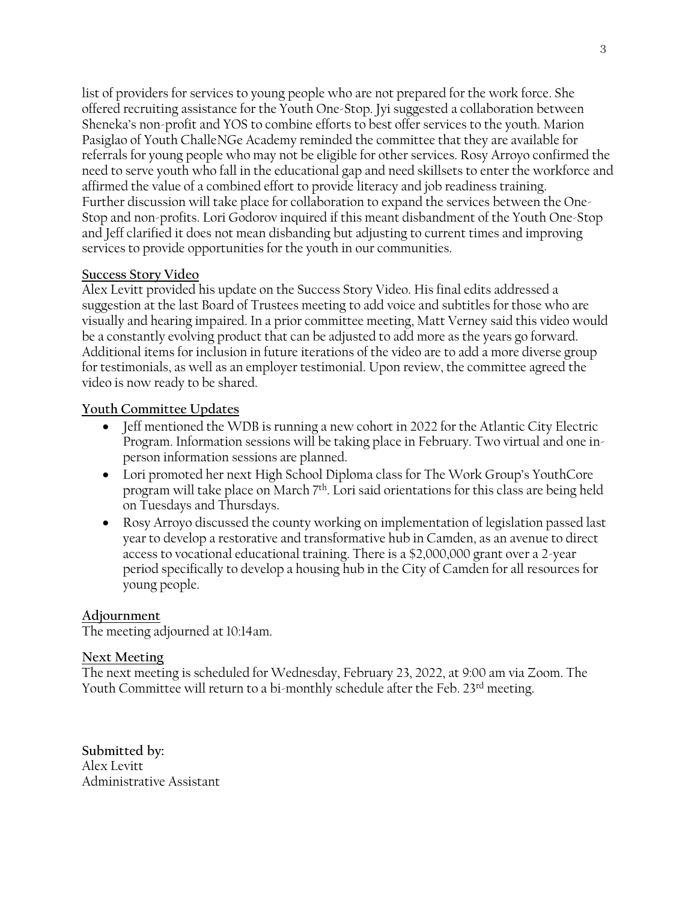list of providers for services to young people who are not prepared for the work force. She offered recruiting assistance for the Youth One-Stop. Jyi suggested a collaboration between Sheneka's non-profit and YOS to combine efforts to best offer services to the youth. Marion Pasiglao of Youth ChalleNGe Academy reminded the committee that they are available for referrals for young people who may not be eligible for other services. Rosy Arroyo confirmed the need to serve youth who fall in the educational gap and need skillsets to enter the workforce and affirmed the value of a combined effort to provide literacy and job readiness training. Further discussion will take place for collaboration to expand the services between the One-Stop and non-profits. Lori Godorov inquired if this meant disbandment of the Youth One-Stop and Jeff clarified it does not mean disbanding but adjusting to current times and improving services to provide opportunities for the youth in our communities.

## Success Story Video

Alex Levitt provided his update on the Success Story Video. His final edits addressed a suggestion at the last Board of Trustees meeting to add voice and subtitles for those who are visually and hearing impaired. In a prior committee meeting, Matt Verney said this video would be a constantly evolving product that can be adjusted to add more as the years go forward. Additional items for inclusion in future iterations of the video are to add a more diverse group for testimonials, as well as an employer testimonial. Upon review, the committee agreed the video is now ready to be shared.

## Youth Committee Updates

- Jeff mentioned the WDB is running a new cohort in 2022 for the Atlantic City Electric Program. Information sessions will be taking place in February. Two virtual and one in-person information sessions are planned.
- Lori promoted her next High School Diploma class for The Work Group's YouthCore program will take place on March 7th. Lori said orientations for this class are being held on Tuesdays and Thursdays.
- Rosy Arroyo discussed the county working on implementation of legislation passed last year to develop a restorative and transformative hub in Camden, as an avenue to direct access to vocational educational training. There is a $2,000,000 grant over a 2-year period specifically to develop a housing hub in the City of Camden for all resources for young people.

## Adjournment

The meeting adjourned at 10:14am.

## Next Meeting

The next meeting is scheduled for Wednesday, February 23, 2022, at 9:00 am via Zoom. The Youth Committee will return to a bi-monthly schedule after the Feb. 23rd meeting.

**Submitted by:**
Alex Levitt
Administrative Assistant